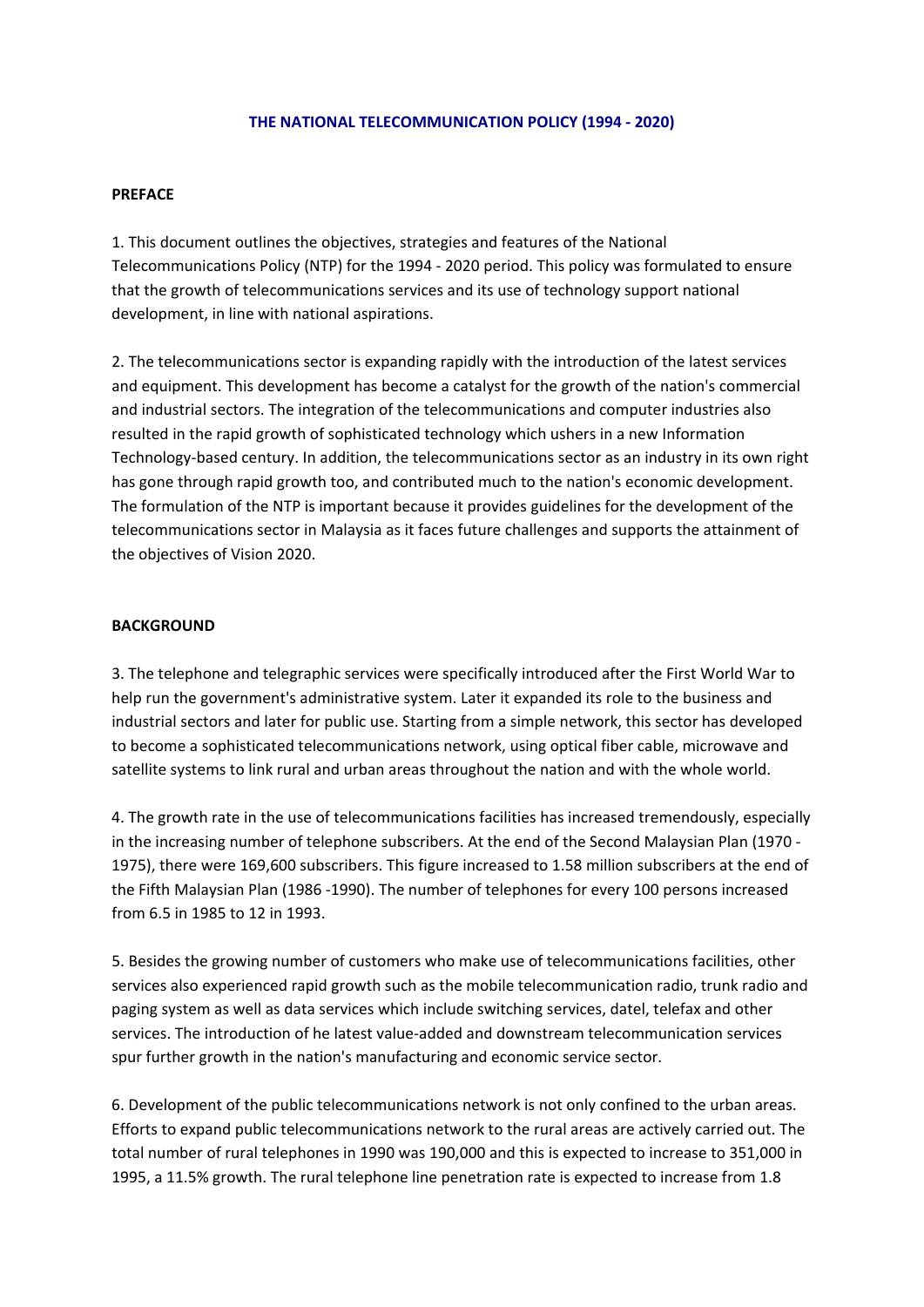# THE NATIONAL TELECOMMUNICATION POLICY (1994 - 2020)

## PREFACE

1. This document outlines the objectives, strategies and features of the National Telecommunications Policy (NTP) for the 1994 - 2020 period. This policy was formulated to ensure that the growth of telecommunications services and its use of technology support national development, in line with national aspirations.

2. The telecommunications sector is expanding rapidly with the introduction of the latest services and equipment. This development has become a catalyst for the growth of the nation's commercial and industrial sectors. The integration of the telecommunications and computer industries also resulted in the rapid growth of sophisticated technology which ushers in a new Information Technology-based century. In addition, the telecommunications sector as an industry in its own right has gone through rapid growth too, and contributed much to the nation's economic development. The formulation of the NTP is important because it provides guidelines for the development of the telecommunications sector in Malaysia as it faces future challenges and supports the attainment of the objectives of Vision 2020.

## BACKGROUND

3. The telephone and telegraphic services were specifically introduced after the First World War to help run the government's administrative system. Later it expanded its role to the business and industrial sectors and later for public use. Starting from a simple network, this sector has developed to become a sophisticated telecommunications network, using optical fiber cable, microwave and satellite systems to link rural and urban areas throughout the nation and with the whole world.

4. The growth rate in the use of telecommunications facilities has increased tremendously, especially in the increasing number of telephone subscribers. At the end of the Second Malaysian Plan (1970 - 1975), there were 169,600 subscribers. This figure increased to 1.58 million subscribers at the end of the Fifth Malaysian Plan (1986 -1990). The number of telephones for every 100 persons increased from 6.5 in 1985 to 12 in 1993.

5. Besides the growing number of customers who make use of telecommunications facilities, other services also experienced rapid growth such as the mobile telecommunication radio, trunk radio and paging system as well as data services which include switching services, datel, telefax and other services. The introduction of he latest value-added and downstream telecommunication services spur further growth in the nation's manufacturing and economic service sector.

6. Development of the public telecommunications network is not only confined to the urban areas. Efforts to expand public telecommunications network to the rural areas are actively carried out. The total number of rural telephones in 1990 was 190,000 and this is expected to increase to 351,000 in 1995, a 11.5% growth. The rural telephone line penetration rate is expected to increase from 1.8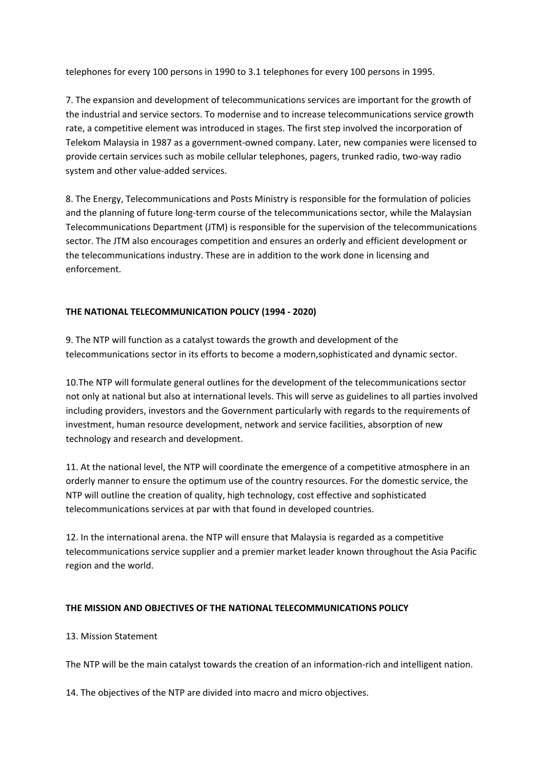telephones for every 100 persons in 1990 to 3.1 telephones for every 100 persons in 1995.

7. The expansion and development of telecommunications services are important for the growth of the industrial and service sectors. To modernise and to increase telecommunications service growth rate, a competitive element was introduced in stages. The first step involved the incorporation of Telekom Malaysia in 1987 as a government-owned company. Later, new companies were licensed to provide certain services such as mobile cellular telephones, pagers, trunked radio, two-way radio system and other value-added services.

8. The Energy, Telecommunications and Posts Ministry is responsible for the formulation of policies and the planning of future long-term course of the telecommunications sector, while the Malaysian Telecommunications Department (JTM) is responsible for the supervision of the telecommunications sector. The JTM also encourages competition and ensures an orderly and efficient development or the telecommunications industry. These are in addition to the work done in licensing and enforcement.

**THE NATIONAL TELECOMMUNICATION POLICY (1994 - 2020)**

9. The NTP will function as a catalyst towards the growth and development of the telecommunications sector in its efforts to become a modern,sophisticated and dynamic sector.

10.The NTP will formulate general outlines for the development of the telecommunications sector not only at national but also at international levels. This will serve as guidelines to all parties involved including providers, investors and the Government particularly with regards to the requirements of investment, human resource development, network and service facilities, absorption of new technology and research and development.

11. At the national level, the NTP will coordinate the emergence of a competitive atmosphere in an orderly manner to ensure the optimum use of the country resources. For the domestic service, the NTP will outline the creation of quality, high technology, cost effective and sophisticated telecommunications services at par with that found in developed countries.

12. In the international arena. the NTP will ensure that Malaysia is regarded as a competitive telecommunications service supplier and a premier market leader known throughout the Asia Pacific region and the world.

**THE MISSION AND OBJECTIVES OF THE NATIONAL TELECOMMUNICATIONS POLICY**

13. Mission Statement

The NTP will be the main catalyst towards the creation of an information-rich and intelligent nation.

14. The objectives of the NTP are divided into macro and micro objectives.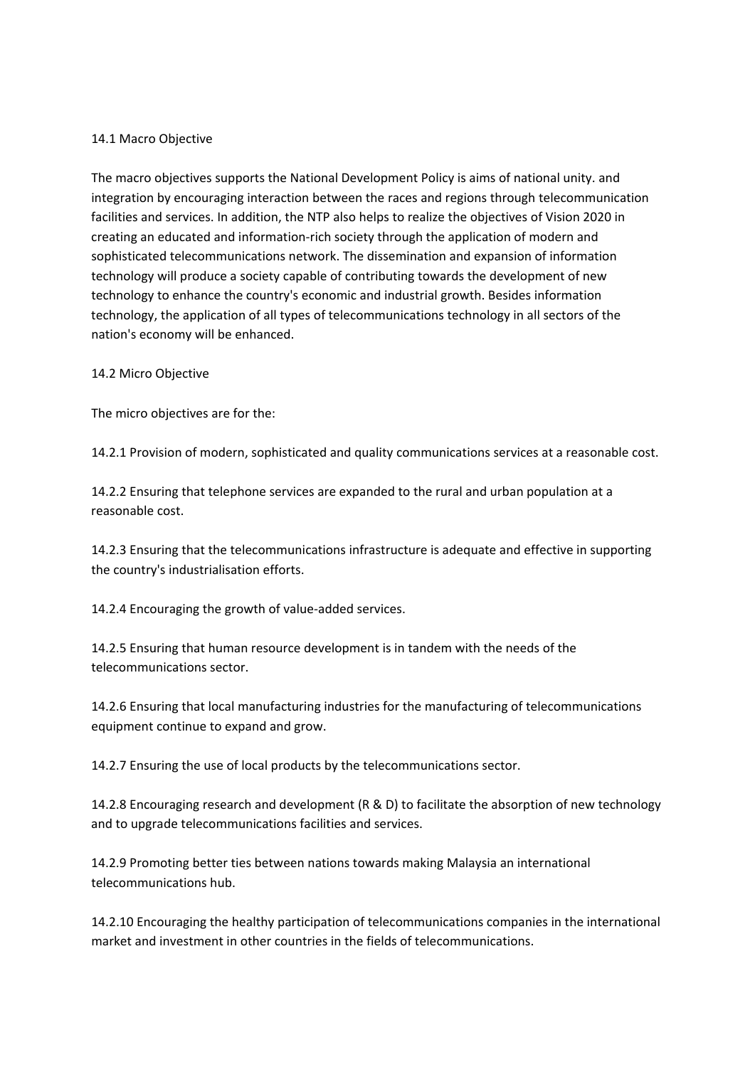## 14.1 Macro Objective

The macro objectives supports the National Development Policy is aims of national unity. and integration by encouraging interaction between the races and regions through telecommunication facilities and services. In addition, the NTP also helps to realize the objectives of Vision 2020 in creating an educated and information-rich society through the application of modern and sophisticated telecommunications network. The dissemination and expansion of information technology will produce a society capable of contributing towards the development of new technology to enhance the country's economic and industrial growth. Besides information technology, the application of all types of telecommunications technology in all sectors of the nation's economy will be enhanced.

## 14.2 Micro Objective

The micro objectives are for the:

14.2.1 Provision of modern, sophisticated and quality communications services at a reasonable cost.

14.2.2 Ensuring that telephone services are expanded to the rural and urban population at a reasonable cost.

14.2.3 Ensuring that the telecommunications infrastructure is adequate and effective in supporting the country's industrialisation efforts.

14.2.4 Encouraging the growth of value-added services.

14.2.5 Ensuring that human resource development is in tandem with the needs of the telecommunications sector.

14.2.6 Ensuring that local manufacturing industries for the manufacturing of telecommunications equipment continue to expand and grow.

14.2.7 Ensuring the use of local products by the telecommunications sector.

14.2.8 Encouraging research and development (R & D) to facilitate the absorption of new technology and to upgrade telecommunications facilities and services.

14.2.9 Promoting better ties between nations towards making Malaysia an international telecommunications hub.

14.2.10 Encouraging the healthy participation of telecommunications companies in the international market and investment in other countries in the fields of telecommunications.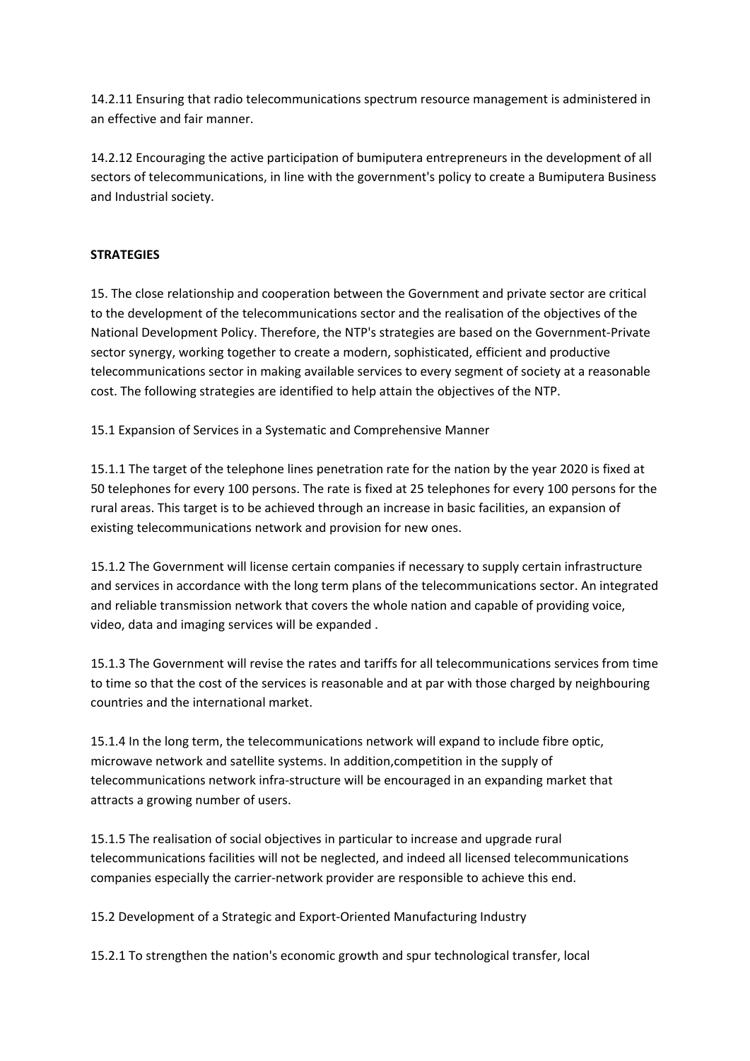14.2.11 Ensuring that radio telecommunications spectrum resource management is administered in an effective and fair manner.

14.2.12 Encouraging the active participation of bumiputera entrepreneurs in the development of all sectors of telecommunications, in line with the government's policy to create a Bumiputera Business and Industrial society.

**STRATEGIES**

15. The close relationship and cooperation between the Government and private sector are critical to the development of the telecommunications sector and the realisation of the objectives of the National Development Policy. Therefore, the NTP's strategies are based on the Government-Private sector synergy, working together to create a modern, sophisticated, efficient and productive telecommunications sector in making available services to every segment of society at a reasonable cost. The following strategies are identified to help attain the objectives of the NTP.

15.1 Expansion of Services in a Systematic and Comprehensive Manner

15.1.1 The target of the telephone lines penetration rate for the nation by the year 2020 is fixed at 50 telephones for every 100 persons. The rate is fixed at 25 telephones for every 100 persons for the rural areas. This target is to be achieved through an increase in basic facilities, an expansion of existing telecommunications network and provision for new ones.

15.1.2 The Government will license certain companies if necessary to supply certain infrastructure and services in accordance with the long term plans of the telecommunications sector. An integrated and reliable transmission network that covers the whole nation and capable of providing voice, video, data and imaging services will be expanded .

15.1.3 The Government will revise the rates and tariffs for all telecommunications services from time to time so that the cost of the services is reasonable and at par with those charged by neighbouring countries and the international market.

15.1.4 In the long term, the telecommunications network will expand to include fibre optic, microwave network and satellite systems. In addition,competition in the supply of telecommunications network infra-structure will be encouraged in an expanding market that attracts a growing number of users.

15.1.5 The realisation of social objectives in particular to increase and upgrade rural telecommunications facilities will not be neglected, and indeed all licensed telecommunications companies especially the carrier-network provider are responsible to achieve this end.

15.2 Development of a Strategic and Export-Oriented Manufacturing Industry

15.2.1 To strengthen the nation's economic growth and spur technological transfer, local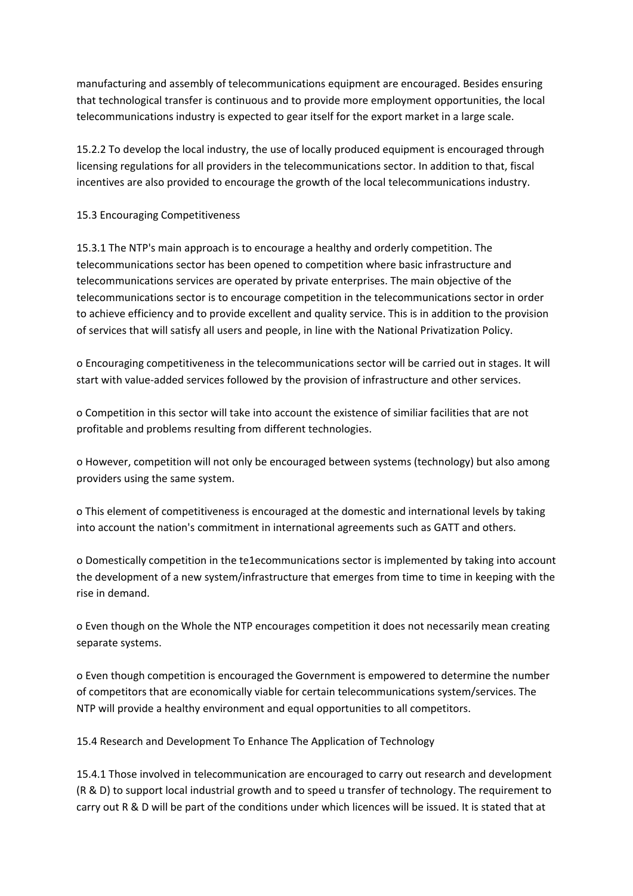manufacturing and assembly of telecommunications equipment are encouraged. Besides ensuring that technological transfer is continuous and to provide more employment opportunities, the local telecommunications industry is expected to gear itself for the export market in a large scale.

15.2.2 To develop the local industry, the use of locally produced equipment is encouraged through licensing regulations for all providers in the telecommunications sector. In addition to that, fiscal incentives are also provided to encourage the growth of the local telecommunications industry.

15.3 Encouraging Competitiveness

15.3.1 The NTP's main approach is to encourage a healthy and orderly competition. The telecommunications sector has been opened to competition where basic infrastructure and telecommunications services are operated by private enterprises. The main objective of the telecommunications sector is to encourage competition in the telecommunications sector in order to achieve efficiency and to provide excellent and quality service. This is in addition to the provision of services that will satisfy all users and people, in line with the National Privatization Policy.

o Encouraging competitiveness in the telecommunications sector will be carried out in stages. It will start with value-added services followed by the provision of infrastructure and other services.

o Competition in this sector will take into account the existence of similiar facilities that are not profitable and problems resulting from different technologies.

o However, competition will not only be encouraged between systems (technology) but also among providers using the same system.

o This element of competitiveness is encouraged at the domestic and international levels by taking into account the nation's commitment in international agreements such as GATT and others.

o Domestically competition in the te1ecommunications sector is implemented by taking into account the development of a new system/infrastructure that emerges from time to time in keeping with the rise in demand.

o Even though on the Whole the NTP encourages competition it does not necessarily mean creating separate systems.

o Even though competition is encouraged the Government is empowered to determine the number of competitors that are economically viable for certain telecommunications system/services. The NTP will provide a healthy environment and equal opportunities to all competitors.

15.4 Research and Development To Enhance The Application of Technology

15.4.1 Those involved in telecommunication are encouraged to carry out research and development (R & D) to support local industrial growth and to speed u transfer of technology. The requirement to carry out R & D will be part of the conditions under which licences will be issued. It is stated that at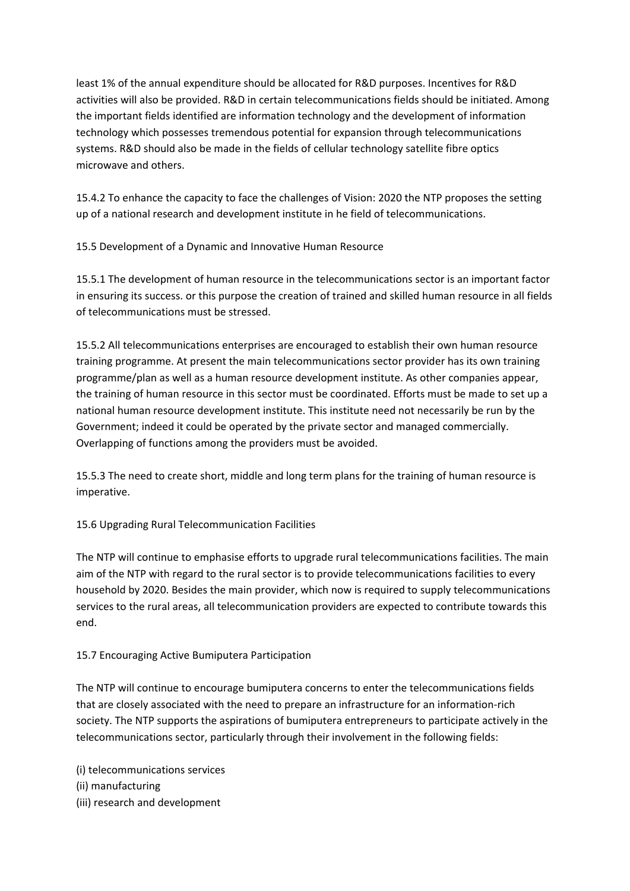least 1% of the annual expenditure should be allocated for R&D purposes. Incentives for R&D activities will also be provided. R&D in certain telecommunications fields should be initiated. Among the important fields identified are information technology and the development of information technology which possesses tremendous potential for expansion through telecommunications systems. R&D should also be made in the fields of cellular technology satellite fibre optics microwave and others.

15.4.2 To enhance the capacity to face the challenges of Vision: 2020 the NTP proposes the setting up of a national research and development institute in he field of telecommunications.

15.5 Development of a Dynamic and Innovative Human Resource

15.5.1 The development of human resource in the telecommunications sector is an important factor in ensuring its success. or this purpose the creation of trained and skilled human resource in all fields of telecommunications must be stressed.

15.5.2 All telecommunications enterprises are encouraged to establish their own human resource training programme. At present the main telecommunications sector provider has its own training programme/plan as well as a human resource development institute. As other companies appear, the training of human resource in this sector must be coordinated. Efforts must be made to set up a national human resource development institute. This institute need not necessarily be run by the Government; indeed it could be operated by the private sector and managed commercially. Overlapping of functions among the providers must be avoided.

15.5.3 The need to create short, middle and long term plans for the training of human resource is imperative.

15.6 Upgrading Rural Telecommunication Facilities

The NTP will continue to emphasise efforts to upgrade rural telecommunications facilities. The main aim of the NTP with regard to the rural sector is to provide telecommunications facilities to every household by 2020. Besides the main provider, which now is required to supply telecommunications services to the rural areas, all telecommunication providers are expected to contribute towards this end.

15.7 Encouraging Active Bumiputera Participation

The NTP will continue to encourage bumiputera concerns to enter the telecommunications fields that are closely associated with the need to prepare an infrastructure for an information-rich society. The NTP supports the aspirations of bumiputera entrepreneurs to participate actively in the telecommunications sector, particularly through their involvement in the following fields:

(i) telecommunications services
(ii) manufacturing
(iii) research and development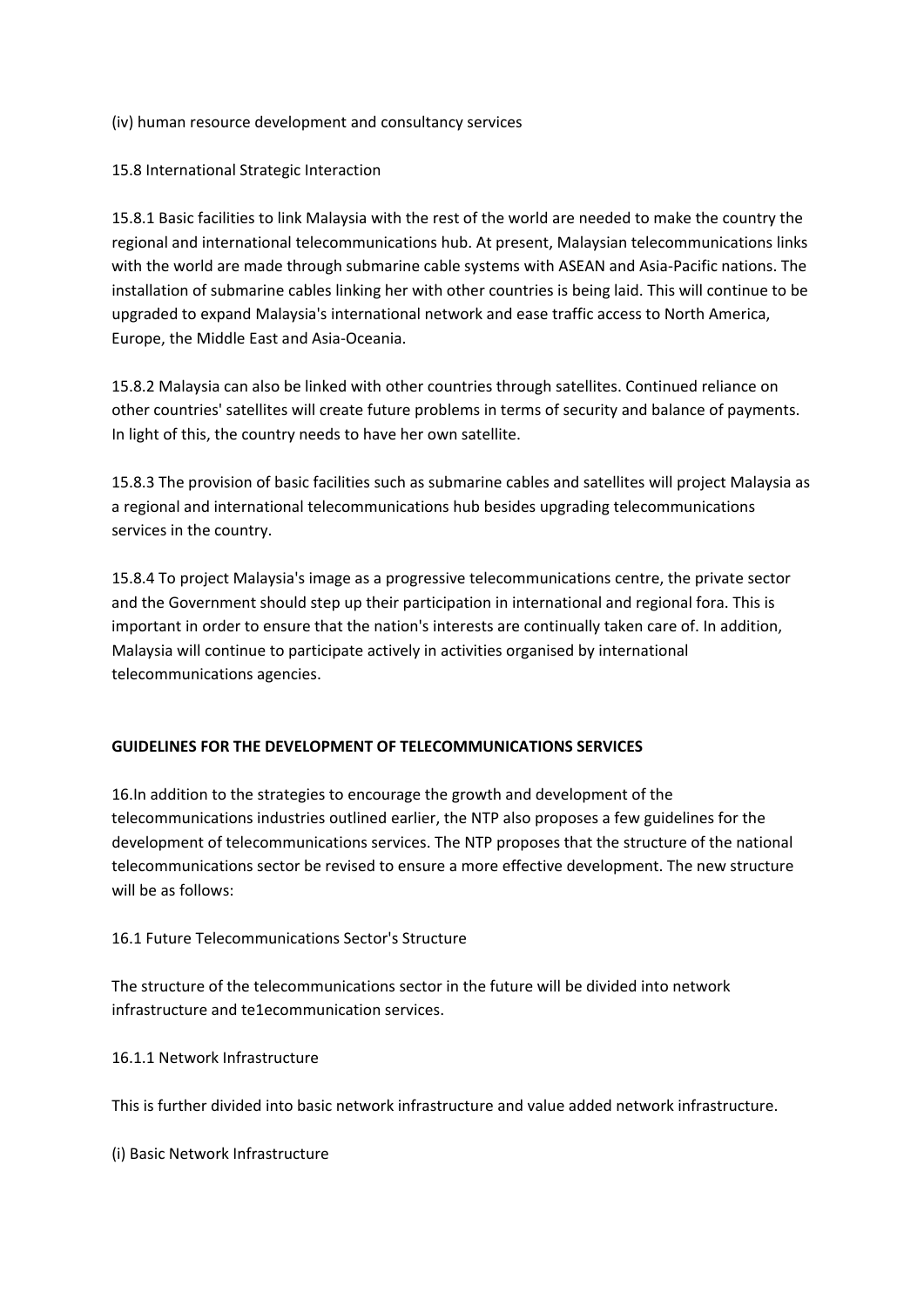(iv) human resource development and consultancy services

15.8 International Strategic Interaction

15.8.1 Basic facilities to link Malaysia with the rest of the world are needed to make the country the regional and international telecommunications hub. At present, Malaysian telecommunications links with the world are made through submarine cable systems with ASEAN and Asia-Pacific nations. The installation of submarine cables linking her with other countries is being laid. This will continue to be upgraded to expand Malaysia's international network and ease traffic access to North America, Europe, the Middle East and Asia-Oceania.

15.8.2 Malaysia can also be linked with other countries through satellites. Continued reliance on other countries' satellites will create future problems in terms of security and balance of payments. In light of this, the country needs to have her own satellite.

15.8.3 The provision of basic facilities such as submarine cables and satellites will project Malaysia as a regional and international telecommunications hub besides upgrading telecommunications services in the country.

15.8.4 To project Malaysia's image as a progressive telecommunications centre, the private sector and the Government should step up their participation in international and regional fora. This is important in order to ensure that the nation's interests are continually taken care of. In addition, Malaysia will continue to participate actively in activities organised by international telecommunications agencies.

**GUIDELINES FOR THE DEVELOPMENT OF TELECOMMUNICATIONS SERVICES**

16.In addition to the strategies to encourage the growth and development of the telecommunications industries outlined earlier, the NTP also proposes a few guidelines for the development of telecommunications services. The NTP proposes that the structure of the national telecommunications sector be revised to ensure a more effective development. The new structure will be as follows:

16.1 Future Telecommunications Sector's Structure

The structure of the telecommunications sector in the future will be divided into network infrastructure and te1ecommunication services.

16.1.1 Network Infrastructure

This is further divided into basic network infrastructure and value added network infrastructure.

(i) Basic Network Infrastructure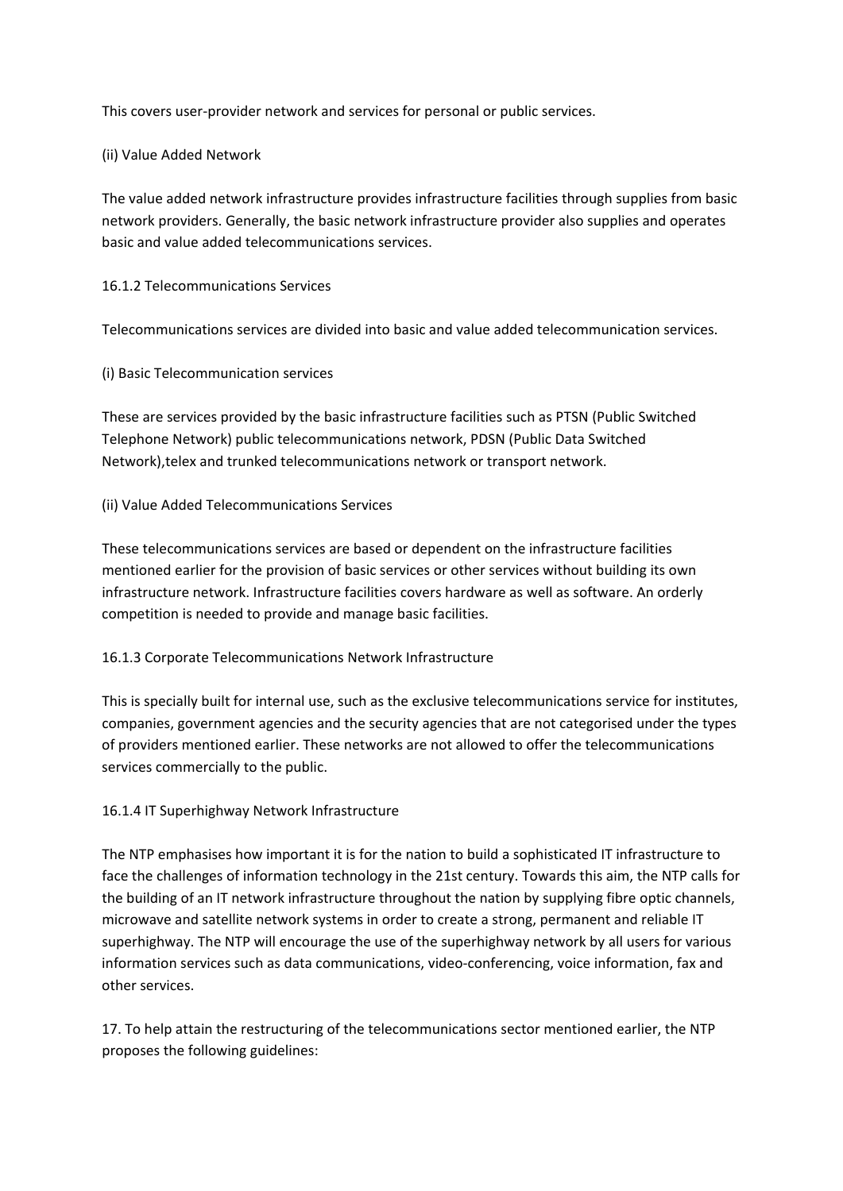This covers user-provider network and services for personal or public services.

(ii) Value Added Network

The value added network infrastructure provides infrastructure facilities through supplies from basic network providers. Generally, the basic network infrastructure provider also supplies and operates basic and value added telecommunications services.

16.1.2 Telecommunications Services

Telecommunications services are divided into basic and value added telecommunication services.

(i) Basic Telecommunication services

These are services provided by the basic infrastructure facilities such as PTSN (Public Switched Telephone Network) public telecommunications network, PDSN (Public Data Switched Network),telex and trunked telecommunications network or transport network.

(ii) Value Added Telecommunications Services

These telecommunications services are based or dependent on the infrastructure facilities mentioned earlier for the provision of basic services or other services without building its own infrastructure network. Infrastructure facilities covers hardware as well as software. An orderly competition is needed to provide and manage basic facilities.

16.1.3 Corporate Telecommunications Network Infrastructure

This is specially built for internal use, such as the exclusive telecommunications service for institutes, companies, government agencies and the security agencies that are not categorised under the types of providers mentioned earlier. These networks are not allowed to offer the telecommunications services commercially to the public.

16.1.4 IT Superhighway Network Infrastructure

The NTP emphasises how important it is for the nation to build a sophisticated IT infrastructure to face the challenges of information technology in the 21st century. Towards this aim, the NTP calls for the building of an IT network infrastructure throughout the nation by supplying fibre optic channels, microwave and satellite network systems in order to create a strong, permanent and reliable IT superhighway. The NTP will encourage the use of the superhighway network by all users for various information services such as data communications, video-conferencing, voice information, fax and other services.

17. To help attain the restructuring of the telecommunications sector mentioned earlier, the NTP proposes the following guidelines: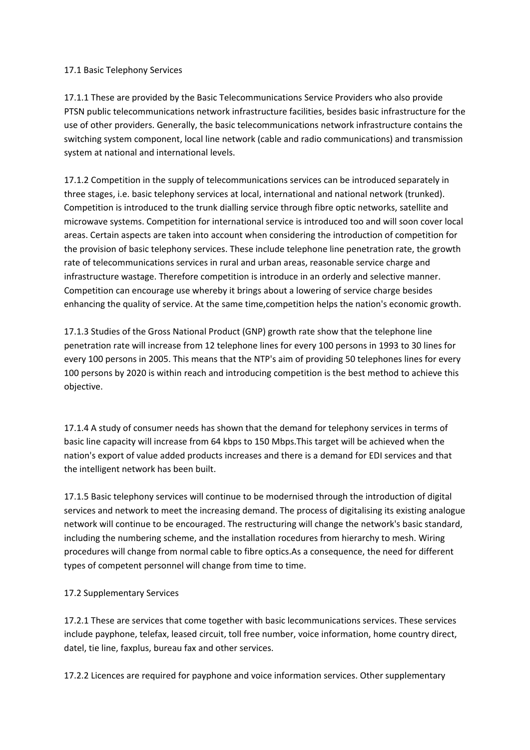## 17.1 Basic Telephony Services

17.1.1 These are provided by the Basic Telecommunications Service Providers who also provide PTSN public telecommunications network infrastructure facilities, besides basic infrastructure for the use of other providers. Generally, the basic telecommunications network infrastructure contains the switching system component, local line network (cable and radio communications) and transmission system at national and international levels.

17.1.2 Competition in the supply of telecommunications services can be introduced separately in three stages, i.e. basic telephony services at local, international and national network (trunked). Competition is introduced to the trunk dialling service through fibre optic networks, satellite and microwave systems. Competition for international service is introduced too and will soon cover local areas. Certain aspects are taken into account when considering the introduction of competition for the provision of basic telephony services. These include telephone line penetration rate, the growth rate of telecommunications services in rural and urban areas, reasonable service charge and infrastructure wastage. Therefore competition is introduce in an orderly and selective manner. Competition can encourage use whereby it brings about a lowering of service charge besides enhancing the quality of service. At the same time,competition helps the nation's economic growth.

17.1.3 Studies of the Gross National Product (GNP) growth rate show that the telephone line penetration rate will increase from 12 telephone lines for every 100 persons in 1993 to 30 lines for every 100 persons in 2005. This means that the NTP's aim of providing 50 telephones lines for every 100 persons by 2020 is within reach and introducing competition is the best method to achieve this objective.

17.1.4 A study of consumer needs has shown that the demand for telephony services in terms of basic line capacity will increase from 64 kbps to 150 Mbps.This target will be achieved when the nation's export of value added products increases and there is a demand for EDI services and that the intelligent network has been built.

17.1.5 Basic telephony services will continue to be modernised through the introduction of digital services and network to meet the increasing demand. The process of digitalising its existing analogue network will continue to be encouraged. The restructuring will change the network's basic standard, including the numbering scheme, and the installation rocedures from hierarchy to mesh. Wiring procedures will change from normal cable to fibre optics.As a consequence, the need for different types of competent personnel will change from time to time.

## 17.2 Supplementary Services

17.2.1 These are services that come together with basic lecommunications services. These services include payphone, telefax, leased circuit, toll free number, voice information, home country direct, datel, tie line, faxplus, bureau fax and other services.

17.2.2 Licences are required for payphone and voice information services. Other supplementary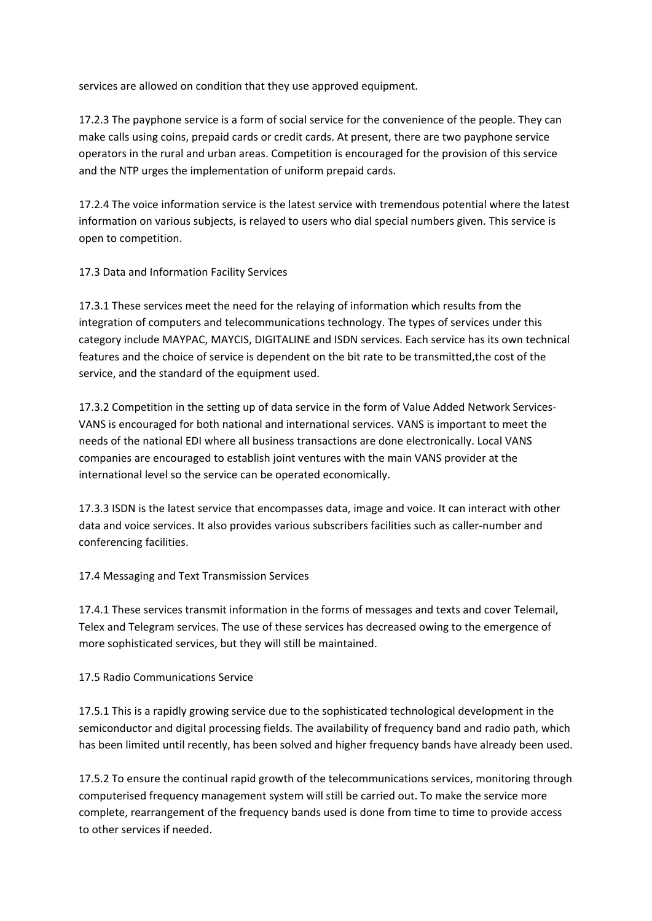services are allowed on condition that they use approved equipment.

17.2.3 The payphone service is a form of social service for the convenience of the people. They can make calls using coins, prepaid cards or credit cards. At present, there are two payphone service operators in the rural and urban areas. Competition is encouraged for the provision of this service and the NTP urges the implementation of uniform prepaid cards.

17.2.4 The voice information service is the latest service with tremendous potential where the latest information on various subjects, is relayed to users who dial special numbers given. This service is open to competition.

17.3 Data and Information Facility Services

17.3.1 These services meet the need for the relaying of information which results from the integration of computers and telecommunications technology. The types of services under this category include MAYPAC, MAYCIS, DIGITALINE and ISDN services. Each service has its own technical features and the choice of service is dependent on the bit rate to be transmitted,the cost of the service, and the standard of the equipment used.

17.3.2 Competition in the setting up of data service in the form of Value Added Network Services-VANS is encouraged for both national and international services. VANS is important to meet the needs of the national EDI where all business transactions are done electronically. Local VANS companies are encouraged to establish joint ventures with the main VANS provider at the international level so the service can be operated economically.

17.3.3 ISDN is the latest service that encompasses data, image and voice. It can interact with other data and voice services. It also provides various subscribers facilities such as caller-number and conferencing facilities.

17.4 Messaging and Text Transmission Services

17.4.1 These services transmit information in the forms of messages and texts and cover Telemail, Telex and Telegram services. The use of these services has decreased owing to the emergence of more sophisticated services, but they will still be maintained.

17.5 Radio Communications Service

17.5.1 This is a rapidly growing service due to the sophisticated technological development in the semiconductor and digital processing fields. The availability of frequency band and radio path, which has been limited until recently, has been solved and higher frequency bands have already been used.

17.5.2 To ensure the continual rapid growth of the telecommunications services, monitoring through computerised frequency management system will still be carried out. To make the service more complete, rearrangement of the frequency bands used is done from time to time to provide access to other services if needed.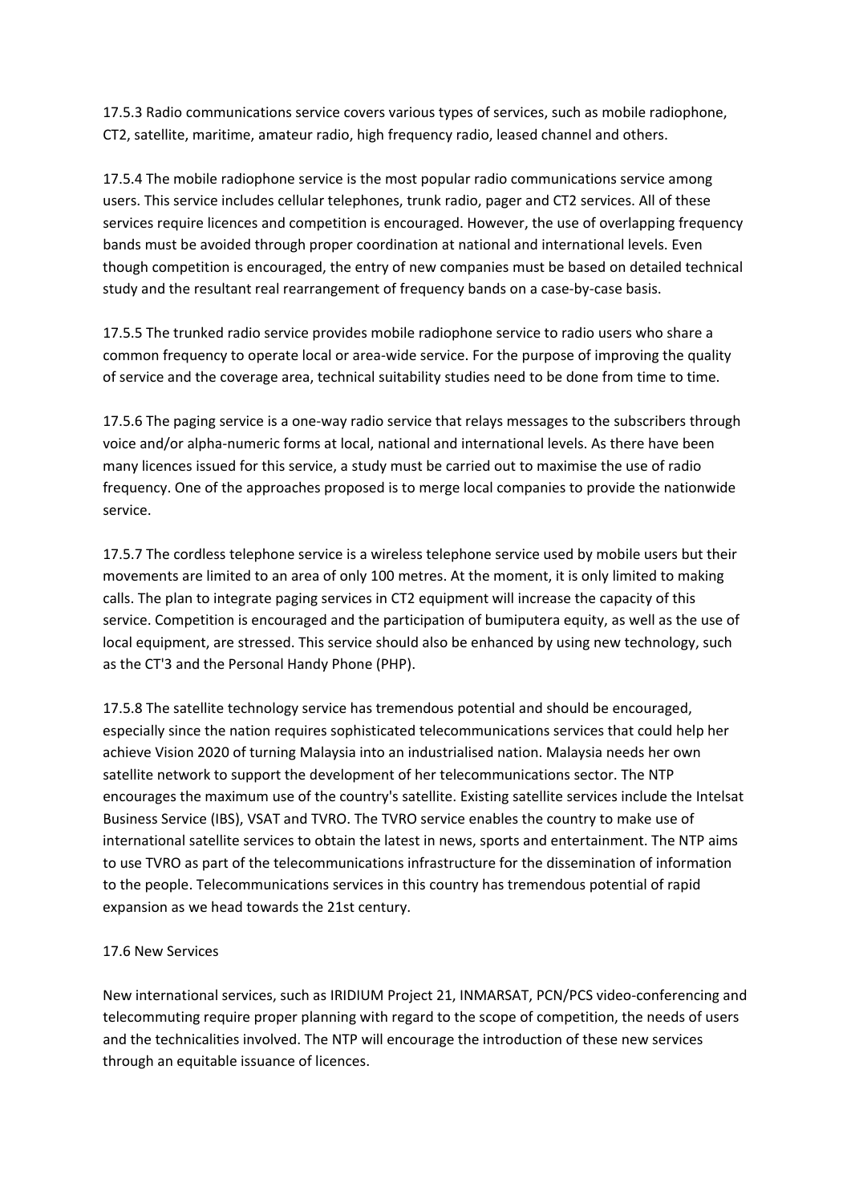17.5.3 Radio communications service covers various types of services, such as mobile radiophone, CT2, satellite, maritime, amateur radio, high frequency radio, leased channel and others.

17.5.4 The mobile radiophone service is the most popular radio communications service among users. This service includes cellular telephones, trunk radio, pager and CT2 services. All of these services require licences and competition is encouraged. However, the use of overlapping frequency bands must be avoided through proper coordination at national and international levels. Even though competition is encouraged, the entry of new companies must be based on detailed technical study and the resultant real rearrangement of frequency bands on a case-by-case basis.

17.5.5 The trunked radio service provides mobile radiophone service to radio users who share a common frequency to operate local or area-wide service. For the purpose of improving the quality of service and the coverage area, technical suitability studies need to be done from time to time.

17.5.6 The paging service is a one-way radio service that relays messages to the subscribers through voice and/or alpha-numeric forms at local, national and international levels. As there have been many licences issued for this service, a study must be carried out to maximise the use of radio frequency. One of the approaches proposed is to merge local companies to provide the nationwide service.

17.5.7 The cordless telephone service is a wireless telephone service used by mobile users but their movements are limited to an area of only 100 metres. At the moment, it is only limited to making calls. The plan to integrate paging services in CT2 equipment will increase the capacity of this service. Competition is encouraged and the participation of bumiputera equity, as well as the use of local equipment, are stressed. This service should also be enhanced by using new technology, such as the CT'3 and the Personal Handy Phone (PHP).

17.5.8 The satellite technology service has tremendous potential and should be encouraged, especially since the nation requires sophisticated telecommunications services that could help her achieve Vision 2020 of turning Malaysia into an industrialised nation. Malaysia needs her own satellite network to support the development of her telecommunications sector. The NTP encourages the maximum use of the country's satellite. Existing satellite services include the Intelsat Business Service (IBS), VSAT and TVRO. The TVRO service enables the country to make use of international satellite services to obtain the latest in news, sports and entertainment. The NTP aims to use TVRO as part of the telecommunications infrastructure for the dissemination of information to the people. Telecommunications services in this country has tremendous potential of rapid expansion as we head towards the 21st century.

## 17.6 New Services

New international services, such as IRIDIUM Project 21, INMARSAT, PCN/PCS video-conferencing and telecommuting require proper planning with regard to the scope of competition, the needs of users and the technicalities involved. The NTP will encourage the introduction of these new services through an equitable issuance of licences.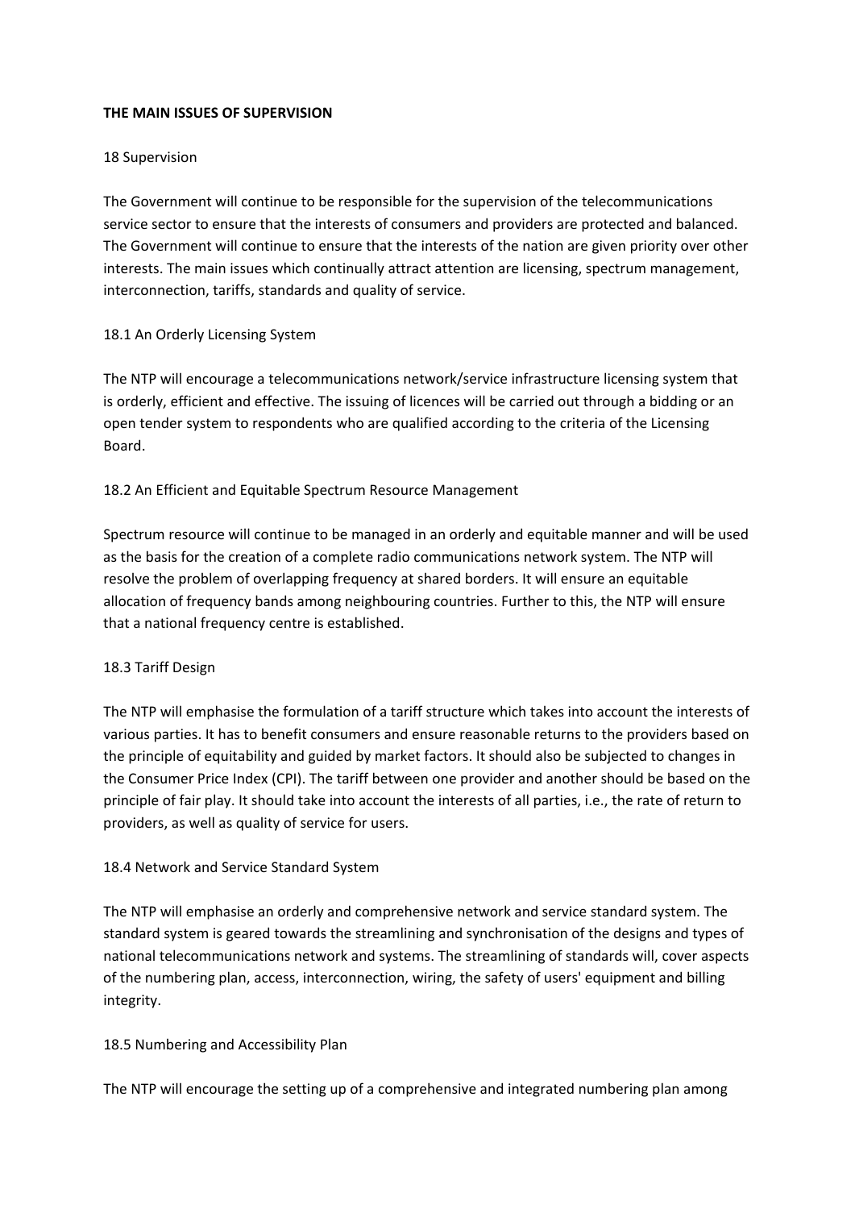**THE MAIN ISSUES OF SUPERVISION**

18 Supervision

The Government will continue to be responsible for the supervision of the telecommunications service sector to ensure that the interests of consumers and providers are protected and balanced. The Government will continue to ensure that the interests of the nation are given priority over other interests. The main issues which continually attract attention are licensing, spectrum management, interconnection, tariffs, standards and quality of service.

18.1 An Orderly Licensing System

The NTP will encourage a telecommunications network/service infrastructure licensing system that is orderly, efficient and effective. The issuing of licences will be carried out through a bidding or an open tender system to respondents who are qualified according to the criteria of the Licensing Board.

18.2 An Efficient and Equitable Spectrum Resource Management

Spectrum resource will continue to be managed in an orderly and equitable manner and will be used as the basis for the creation of a complete radio communications network system. The NTP will resolve the problem of overlapping frequency at shared borders. It will ensure an equitable allocation of frequency bands among neighbouring countries. Further to this, the NTP will ensure that a national frequency centre is established.

18.3 Tariff Design

The NTP will emphasise the formulation of a tariff structure which takes into account the interests of various parties. It has to benefit consumers and ensure reasonable returns to the providers based on the principle of equitability and guided by market factors. It should also be subjected to changes in the Consumer Price Index (CPI). The tariff between one provider and another should be based on the principle of fair play. It should take into account the interests of all parties, i.e., the rate of return to providers, as well as quality of service for users.

18.4 Network and Service Standard System

The NTP will emphasise an orderly and comprehensive network and service standard system. The standard system is geared towards the streamlining and synchronisation of the designs and types of national telecommunications network and systems. The streamlining of standards will, cover aspects of the numbering plan, access, interconnection, wiring, the safety of users' equipment and billing integrity.

18.5 Numbering and Accessibility Plan

The NTP will encourage the setting up of a comprehensive and integrated numbering plan among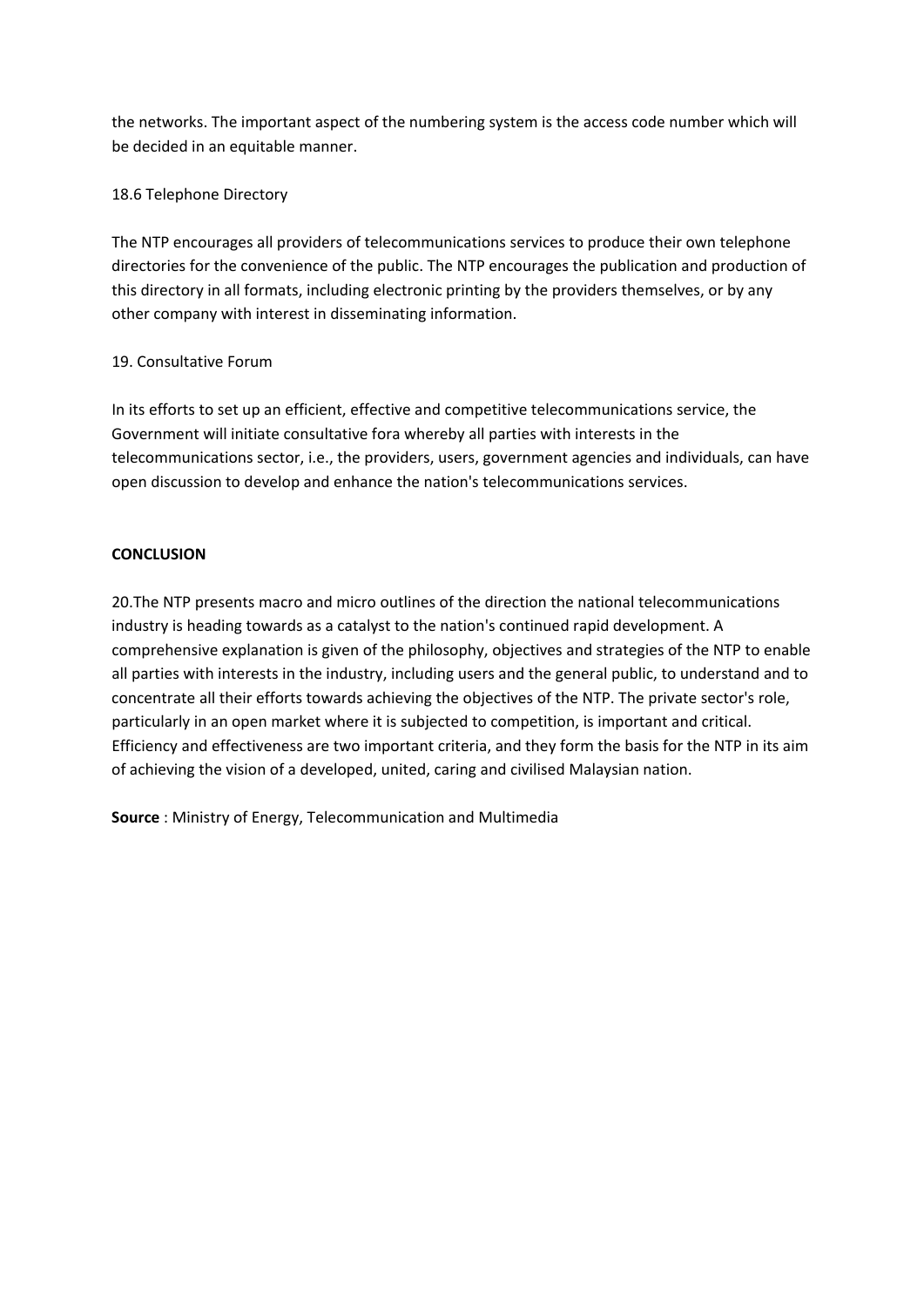the networks. The important aspect of the numbering system is the access code number which will be decided in an equitable manner.

18.6 Telephone Directory

The NTP encourages all providers of telecommunications services to produce their own telephone directories for the convenience of the public. The NTP encourages the publication and production of this directory in all formats, including electronic printing by the providers themselves, or by any other company with interest in disseminating information.

19. Consultative Forum

In its efforts to set up an efficient, effective and competitive telecommunications service, the Government will initiate consultative fora whereby all parties with interests in the telecommunications sector, i.e., the providers, users, government agencies and individuals, can have open discussion to develop and enhance the nation's telecommunications services.

**CONCLUSION**

20.The NTP presents macro and micro outlines of the direction the national telecommunications industry is heading towards as a catalyst to the nation's continued rapid development. A comprehensive explanation is given of the philosophy, objectives and strategies of the NTP to enable all parties with interests in the industry, including users and the general public, to understand and to concentrate all their efforts towards achieving the objectives of the NTP. The private sector's role, particularly in an open market where it is subjected to competition, is important and critical. Efficiency and effectiveness are two important criteria, and they form the basis for the NTP in its aim of achieving the vision of a developed, united, caring and civilised Malaysian nation.

**Source** : Ministry of Energy, Telecommunication and Multimedia